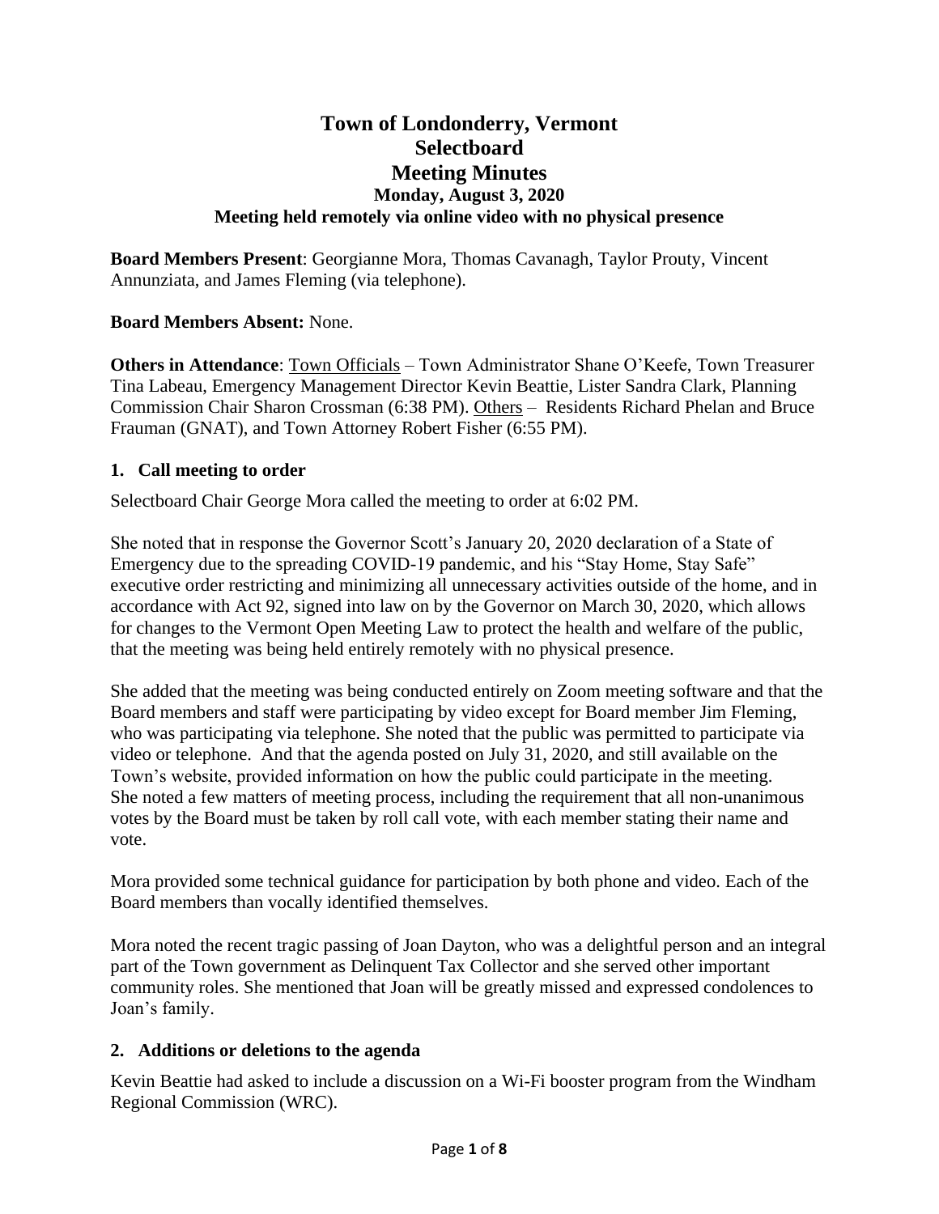# Town of Londonderry, Vermont
# Selectboard
# Meeting Minutes

### Monday, August 3, 2020
### Meeting held remotely via online video with no physical presence

**Board Members Present**: Georgianne Mora, Thomas Cavanagh, Taylor Prouty, Vincent Annunziata, and James Fleming (via telephone).

**Board Members Absent:** None.

**Others in Attendance**: Town Officials – Town Administrator Shane O'Keefe, Town Treasurer Tina Labeau, Emergency Management Director Kevin Beattie, Lister Sandra Clark, Planning Commission Chair Sharon Crossman (6:38 PM). Others – Residents Richard Phelan and Bruce Frauman (GNAT), and Town Attorney Robert Fisher (6:55 PM).

## 1. Call meeting to order

Selectboard Chair George Mora called the meeting to order at 6:02 PM.

She noted that in response the Governor Scott's January 20, 2020 declaration of a State of Emergency due to the spreading COVID-19 pandemic, and his "Stay Home, Stay Safe" executive order restricting and minimizing all unnecessary activities outside of the home, and in accordance with Act 92, signed into law on by the Governor on March 30, 2020, which allows for changes to the Vermont Open Meeting Law to protect the health and welfare of the public, that the meeting was being held entirely remotely with no physical presence.

She added that the meeting was being conducted entirely on Zoom meeting software and that the Board members and staff were participating by video except for Board member Jim Fleming, who was participating via telephone. She noted that the public was permitted to participate via video or telephone. And that the agenda posted on July 31, 2020, and still available on the Town's website, provided information on how the public could participate in the meeting. She noted a few matters of meeting process, including the requirement that all non-unanimous votes by the Board must be taken by roll call vote, with each member stating their name and vote.

Mora provided some technical guidance for participation by both phone and video. Each of the Board members than vocally identified themselves.

Mora noted the recent tragic passing of Joan Dayton, who was a delightful person and an integral part of the Town government as Delinquent Tax Collector and she served other important community roles. She mentioned that Joan will be greatly missed and expressed condolences to Joan's family.

## 2. Additions or deletions to the agenda

Kevin Beattie had asked to include a discussion on a Wi-Fi booster program from the Windham Regional Commission (WRC).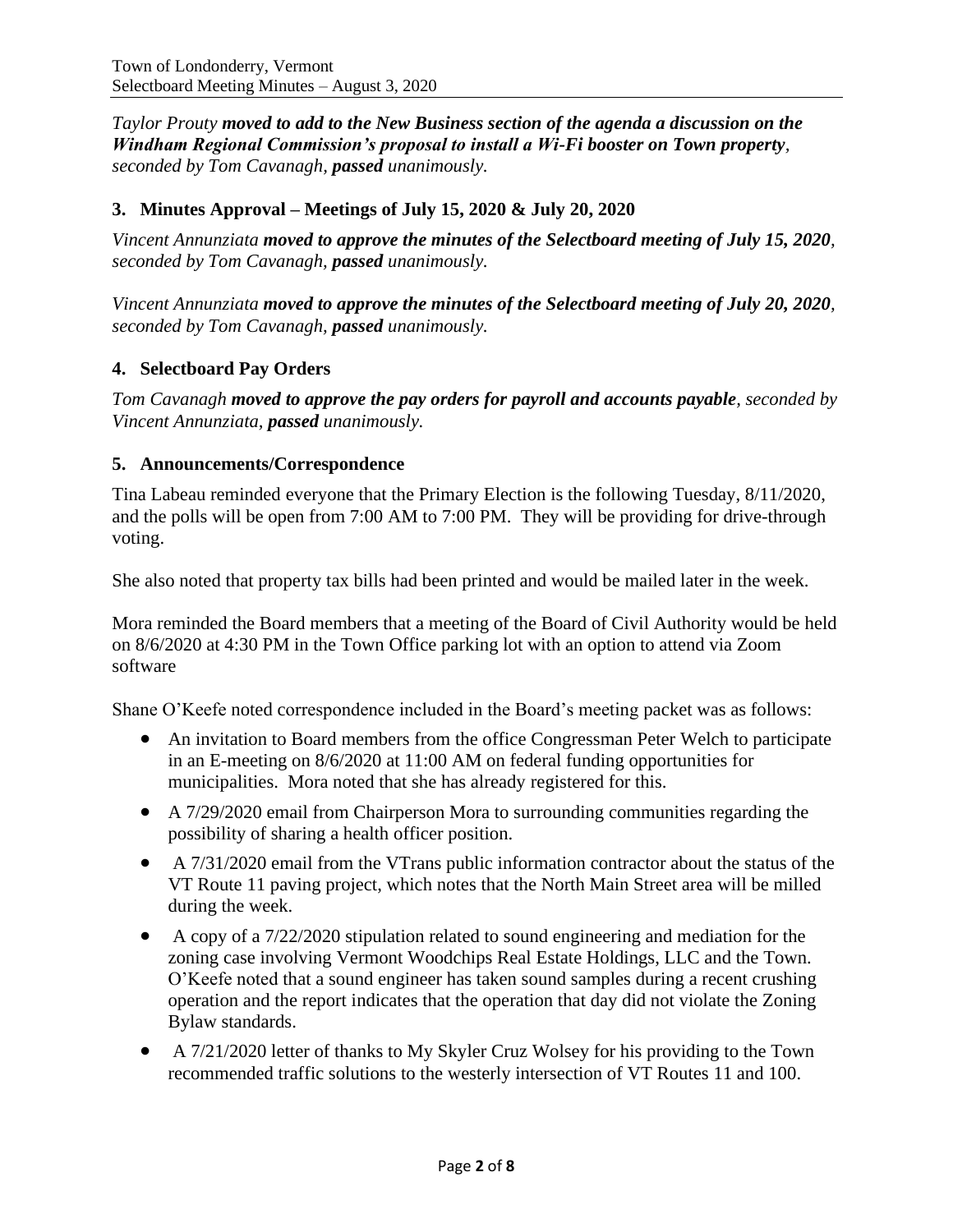*Taylor Prouty* ***moved to add to the New Business section of the agenda a discussion on the Windham Regional Commission's proposal to install a Wi-Fi booster on Town property****, seconded by Tom Cavanagh,* ***passed*** *unanimously.*

### 3. Minutes Approval – Meetings of July 15, 2020 & July 20, 2020

*Vincent Annunziata* ***moved to approve the minutes of the Selectboard meeting of July 15, 2020****, seconded by Tom Cavanagh,* ***passed*** *unanimously.*

*Vincent Annunziata* ***moved to approve the minutes of the Selectboard meeting of July 20, 2020****, seconded by Tom Cavanagh,* ***passed*** *unanimously.*

### 4. Selectboard Pay Orders

*Tom Cavanagh* ***moved to approve the pay orders for payroll and accounts payable****, seconded by Vincent Annunziata,* ***passed*** *unanimously.*

### 5. Announcements/Correspondence

Tina Labeau reminded everyone that the Primary Election is the following Tuesday, 8/11/2020, and the polls will be open from 7:00 AM to 7:00 PM. They will be providing for drive-through voting.

She also noted that property tax bills had been printed and would be mailed later in the week.

Mora reminded the Board members that a meeting of the Board of Civil Authority would be held on 8/6/2020 at 4:30 PM in the Town Office parking lot with an option to attend via Zoom software

Shane O'Keefe noted correspondence included in the Board's meeting packet was as follows:

- An invitation to Board members from the office Congressman Peter Welch to participate in an E-meeting on 8/6/2020 at 11:00 AM on federal funding opportunities for municipalities. Mora noted that she has already registered for this.
- A 7/29/2020 email from Chairperson Mora to surrounding communities regarding the possibility of sharing a health officer position.
- A 7/31/2020 email from the VTrans public information contractor about the status of the VT Route 11 paving project, which notes that the North Main Street area will be milled during the week.
- A copy of a 7/22/2020 stipulation related to sound engineering and mediation for the zoning case involving Vermont Woodchips Real Estate Holdings, LLC and the Town. O'Keefe noted that a sound engineer has taken sound samples during a recent crushing operation and the report indicates that the operation that day did not violate the Zoning Bylaw standards.
- A 7/21/2020 letter of thanks to My Skyler Cruz Wolsey for his providing to the Town recommended traffic solutions to the westerly intersection of VT Routes 11 and 100.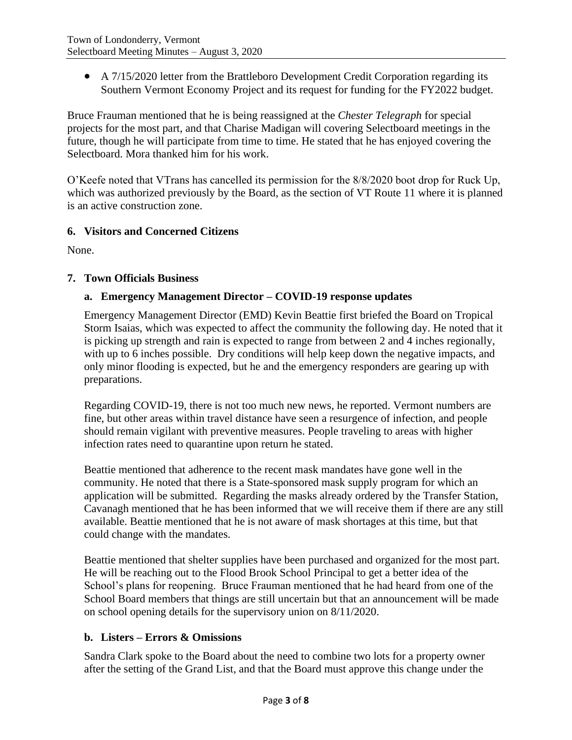- A 7/15/2020 letter from the Brattleboro Development Credit Corporation regarding its Southern Vermont Economy Project and its request for funding for the FY2022 budget.

Bruce Frauman mentioned that he is being reassigned at the *Chester Telegraph* for special projects for the most part, and that Charise Madigan will covering Selectboard meetings in the future, though he will participate from time to time. He stated that he has enjoyed covering the Selectboard. Mora thanked him for his work.

O'Keefe noted that VTrans has cancelled its permission for the 8/8/2020 boot drop for Ruck Up, which was authorized previously by the Board, as the section of VT Route 11 where it is planned is an active construction zone.

## 6. Visitors and Concerned Citizens

None.

## 7. Town Officials Business

### a. Emergency Management Director – COVID-19 response updates

Emergency Management Director (EMD) Kevin Beattie first briefed the Board on Tropical Storm Isaias, which was expected to affect the community the following day. He noted that it is picking up strength and rain is expected to range from between 2 and 4 inches regionally, with up to 6 inches possible. Dry conditions will help keep down the negative impacts, and only minor flooding is expected, but he and the emergency responders are gearing up with preparations.

Regarding COVID-19, there is not too much new news, he reported. Vermont numbers are fine, but other areas within travel distance have seen a resurgence of infection, and people should remain vigilant with preventive measures. People traveling to areas with higher infection rates need to quarantine upon return he stated.

Beattie mentioned that adherence to the recent mask mandates have gone well in the community. He noted that there is a State-sponsored mask supply program for which an application will be submitted. Regarding the masks already ordered by the Transfer Station, Cavanagh mentioned that he has been informed that we will receive them if there are any still available. Beattie mentioned that he is not aware of mask shortages at this time, but that could change with the mandates.

Beattie mentioned that shelter supplies have been purchased and organized for the most part. He will be reaching out to the Flood Brook School Principal to get a better idea of the School's plans for reopening. Bruce Frauman mentioned that he had heard from one of the School Board members that things are still uncertain but that an announcement will be made on school opening details for the supervisory union on 8/11/2020.

### b. Listers – Errors & Omissions

Sandra Clark spoke to the Board about the need to combine two lots for a property owner after the setting of the Grand List, and that the Board must approve this change under the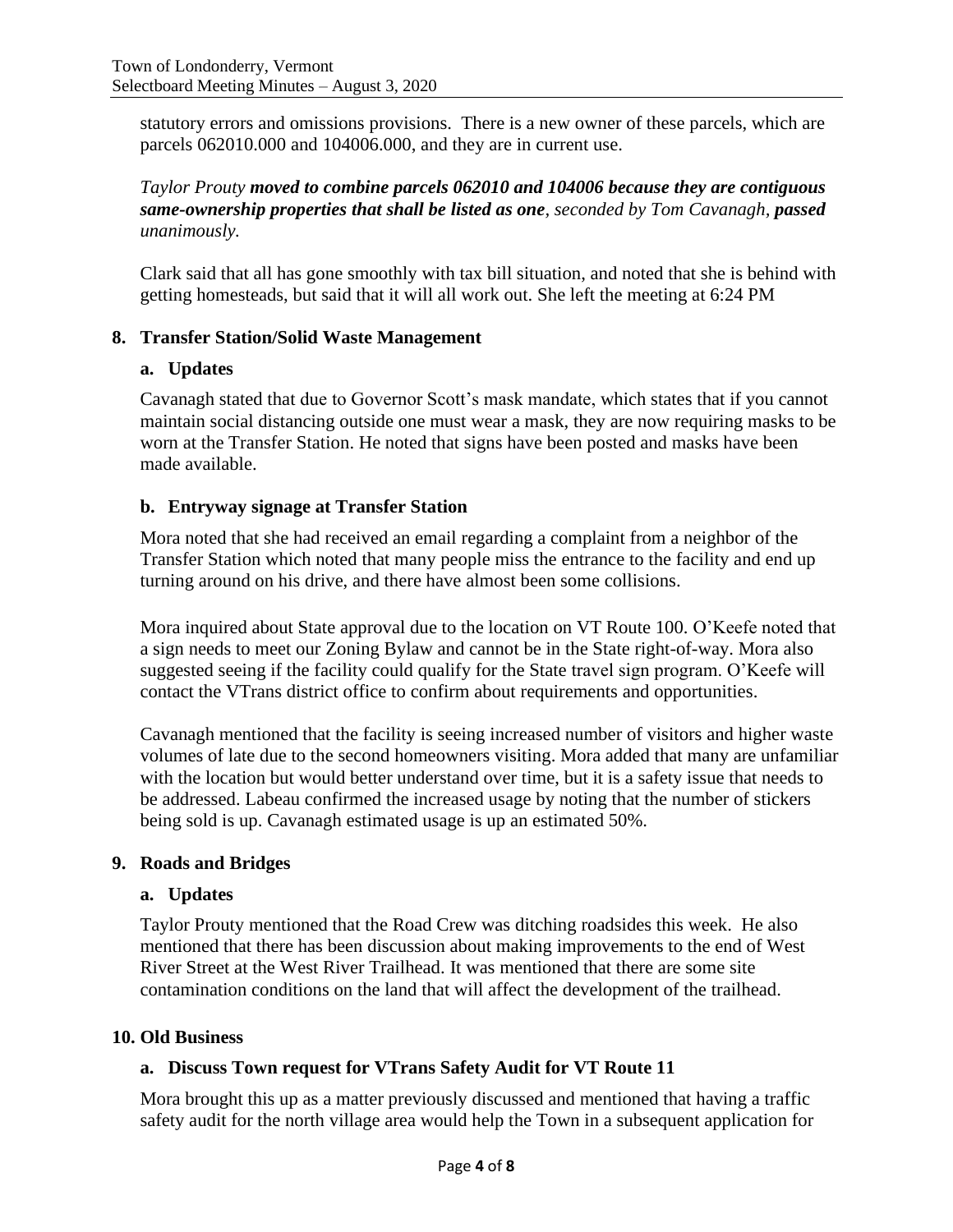statutory errors and omissions provisions. There is a new owner of these parcels, which are parcels 062010.000 and 104006.000, and they are in current use.

*Taylor Prouty* ***moved to combine parcels 062010 and 104006 because they are contiguous same-ownership properties that shall be listed as one****, seconded by Tom Cavanagh,* ***passed*** *unanimously.*

Clark said that all has gone smoothly with tax bill situation, and noted that she is behind with getting homesteads, but said that it will all work out. She left the meeting at 6:24 PM

## 8. Transfer Station/Solid Waste Management

### a. Updates

Cavanagh stated that due to Governor Scott's mask mandate, which states that if you cannot maintain social distancing outside one must wear a mask, they are now requiring masks to be worn at the Transfer Station. He noted that signs have been posted and masks have been made available.

### b. Entryway signage at Transfer Station

Mora noted that she had received an email regarding a complaint from a neighbor of the Transfer Station which noted that many people miss the entrance to the facility and end up turning around on his drive, and there have almost been some collisions.

Mora inquired about State approval due to the location on VT Route 100. O'Keefe noted that a sign needs to meet our Zoning Bylaw and cannot be in the State right-of-way. Mora also suggested seeing if the facility could qualify for the State travel sign program. O'Keefe will contact the VTrans district office to confirm about requirements and opportunities.

Cavanagh mentioned that the facility is seeing increased number of visitors and higher waste volumes of late due to the second homeowners visiting. Mora added that many are unfamiliar with the location but would better understand over time, but it is a safety issue that needs to be addressed. Labeau confirmed the increased usage by noting that the number of stickers being sold is up. Cavanagh estimated usage is up an estimated 50%.

## 9. Roads and Bridges

### a. Updates

Taylor Prouty mentioned that the Road Crew was ditching roadsides this week. He also mentioned that there has been discussion about making improvements to the end of West River Street at the West River Trailhead. It was mentioned that there are some site contamination conditions on the land that will affect the development of the trailhead.

## 10. Old Business

### a. Discuss Town request for VTrans Safety Audit for VT Route 11

Mora brought this up as a matter previously discussed and mentioned that having a traffic safety audit for the north village area would help the Town in a subsequent application for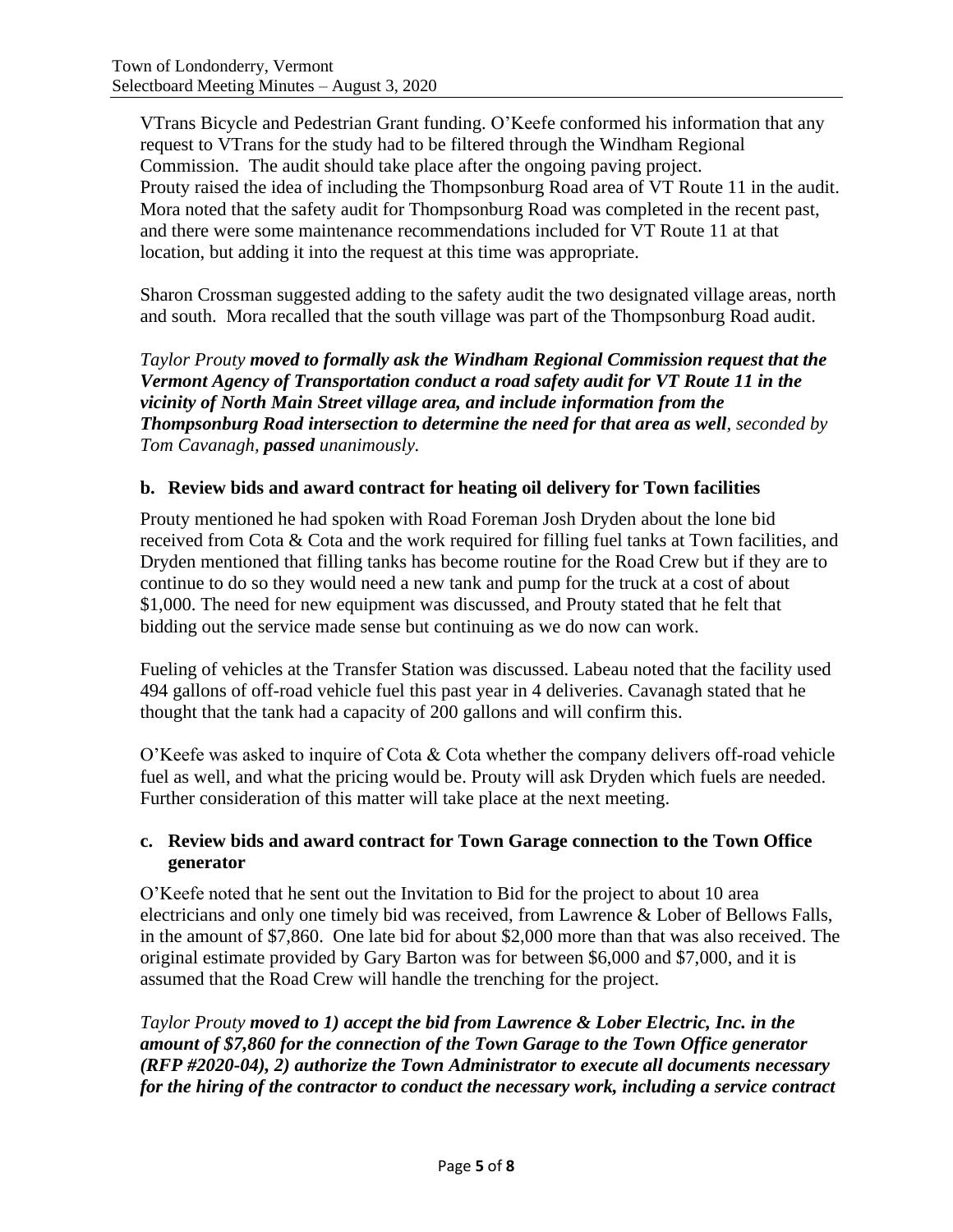VTrans Bicycle and Pedestrian Grant funding. O'Keefe conformed his information that any request to VTrans for the study had to be filtered through the Windham Regional Commission. The audit should take place after the ongoing paving project. Prouty raised the idea of including the Thompsonburg Road area of VT Route 11 in the audit. Mora noted that the safety audit for Thompsonburg Road was completed in the recent past, and there were some maintenance recommendations included for VT Route 11 at that location, but adding it into the request at this time was appropriate.

Sharon Crossman suggested adding to the safety audit the two designated village areas, north and south. Mora recalled that the south village was part of the Thompsonburg Road audit.

*Taylor Prouty* ***moved to formally ask the Windham Regional Commission request that the Vermont Agency of Transportation conduct a road safety audit for VT Route 11 in the vicinity of North Main Street village area, and include information from the Thompsonburg Road intersection to determine the need for that area as well****, seconded by Tom Cavanagh,* ***passed*** *unanimously.*

### b. Review bids and award contract for heating oil delivery for Town facilities

Prouty mentioned he had spoken with Road Foreman Josh Dryden about the lone bid received from Cota & Cota and the work required for filling fuel tanks at Town facilities, and Dryden mentioned that filling tanks has become routine for the Road Crew but if they are to continue to do so they would need a new tank and pump for the truck at a cost of about $1,000. The need for new equipment was discussed, and Prouty stated that he felt that bidding out the service made sense but continuing as we do now can work.

Fueling of vehicles at the Transfer Station was discussed. Labeau noted that the facility used 494 gallons of off-road vehicle fuel this past year in 4 deliveries. Cavanagh stated that he thought that the tank had a capacity of 200 gallons and will confirm this.

O'Keefe was asked to inquire of Cota & Cota whether the company delivers off-road vehicle fuel as well, and what the pricing would be. Prouty will ask Dryden which fuels are needed. Further consideration of this matter will take place at the next meeting.

### c. Review bids and award contract for Town Garage connection to the Town Office generator

O'Keefe noted that he sent out the Invitation to Bid for the project to about 10 area electricians and only one timely bid was received, from Lawrence & Lober of Bellows Falls, in the amount of $7,860. One late bid for about $2,000 more than that was also received. The original estimate provided by Gary Barton was for between $6,000 and $7,000, and it is assumed that the Road Crew will handle the trenching for the project.

*Taylor Prouty* ***moved to 1) accept the bid from Lawrence & Lober Electric, Inc. in the amount of $7,860 for the connection of the Town Garage to the Town Office generator (RFP #2020-04), 2) authorize the Town Administrator to execute all documents necessary for the hiring of the contractor to conduct the necessary work, including a service contract***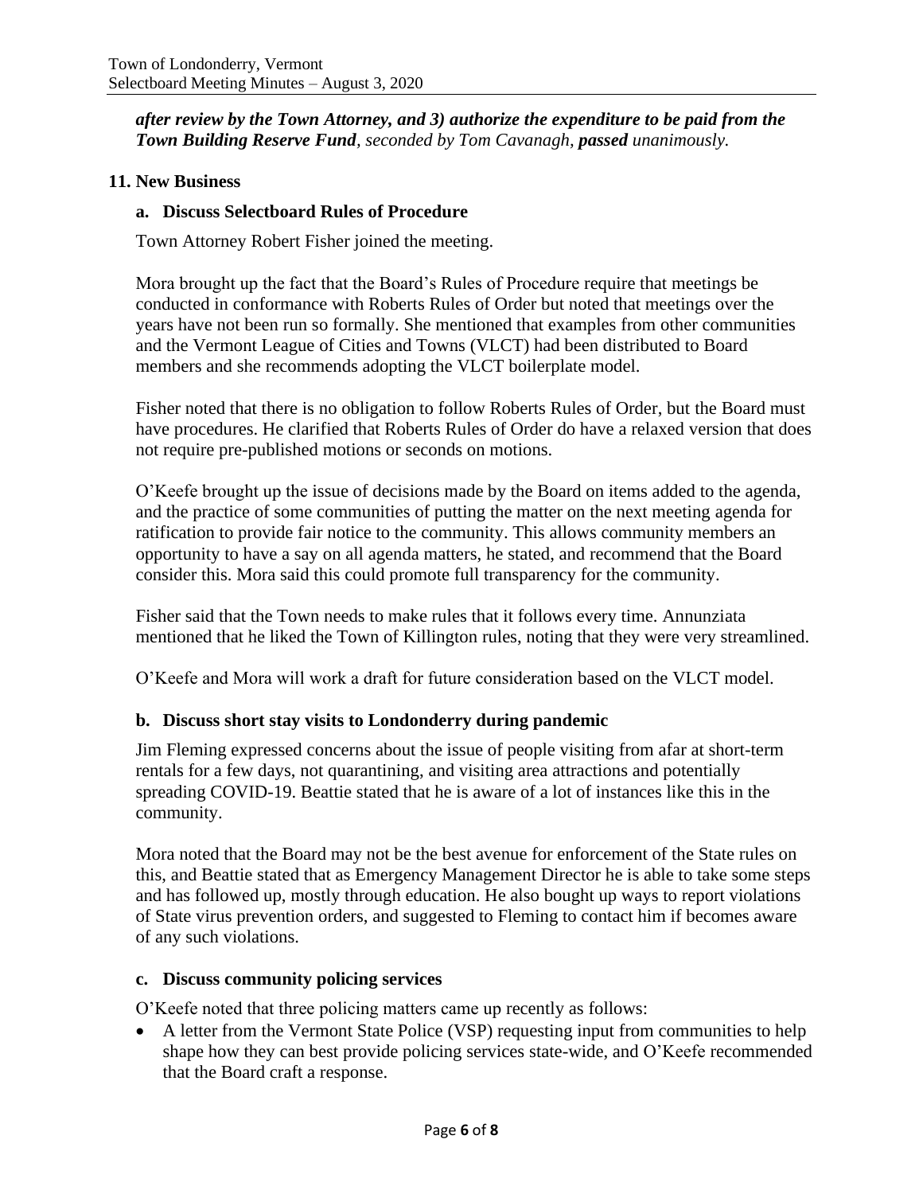***after review by the Town Attorney, and 3) authorize the expenditure to be paid from the Town Building Reserve Fund****, seconded by Tom Cavanagh,* ***passed*** *unanimously.*

**11. New Business**

**a. Discuss Selectboard Rules of Procedure**

Town Attorney Robert Fisher joined the meeting.

Mora brought up the fact that the Board's Rules of Procedure require that meetings be conducted in conformance with Roberts Rules of Order but noted that meetings over the years have not been run so formally. She mentioned that examples from other communities and the Vermont League of Cities and Towns (VLCT) had been distributed to Board members and she recommends adopting the VLCT boilerplate model.

Fisher noted that there is no obligation to follow Roberts Rules of Order, but the Board must have procedures. He clarified that Roberts Rules of Order do have a relaxed version that does not require pre-published motions or seconds on motions.

O'Keefe brought up the issue of decisions made by the Board on items added to the agenda, and the practice of some communities of putting the matter on the next meeting agenda for ratification to provide fair notice to the community. This allows community members an opportunity to have a say on all agenda matters, he stated, and recommend that the Board consider this. Mora said this could promote full transparency for the community.

Fisher said that the Town needs to make rules that it follows every time. Annunziata mentioned that he liked the Town of Killington rules, noting that they were very streamlined.

O'Keefe and Mora will work a draft for future consideration based on the VLCT model.

**b. Discuss short stay visits to Londonderry during pandemic**

Jim Fleming expressed concerns about the issue of people visiting from afar at short-term rentals for a few days, not quarantining, and visiting area attractions and potentially spreading COVID-19. Beattie stated that he is aware of a lot of instances like this in the community.

Mora noted that the Board may not be the best avenue for enforcement of the State rules on this, and Beattie stated that as Emergency Management Director he is able to take some steps and has followed up, mostly through education. He also bought up ways to report violations of State virus prevention orders, and suggested to Fleming to contact him if becomes aware of any such violations.

**c. Discuss community policing services**

O'Keefe noted that three policing matters came up recently as follows:

- A letter from the Vermont State Police (VSP) requesting input from communities to help shape how they can best provide policing services state-wide, and O'Keefe recommended that the Board craft a response.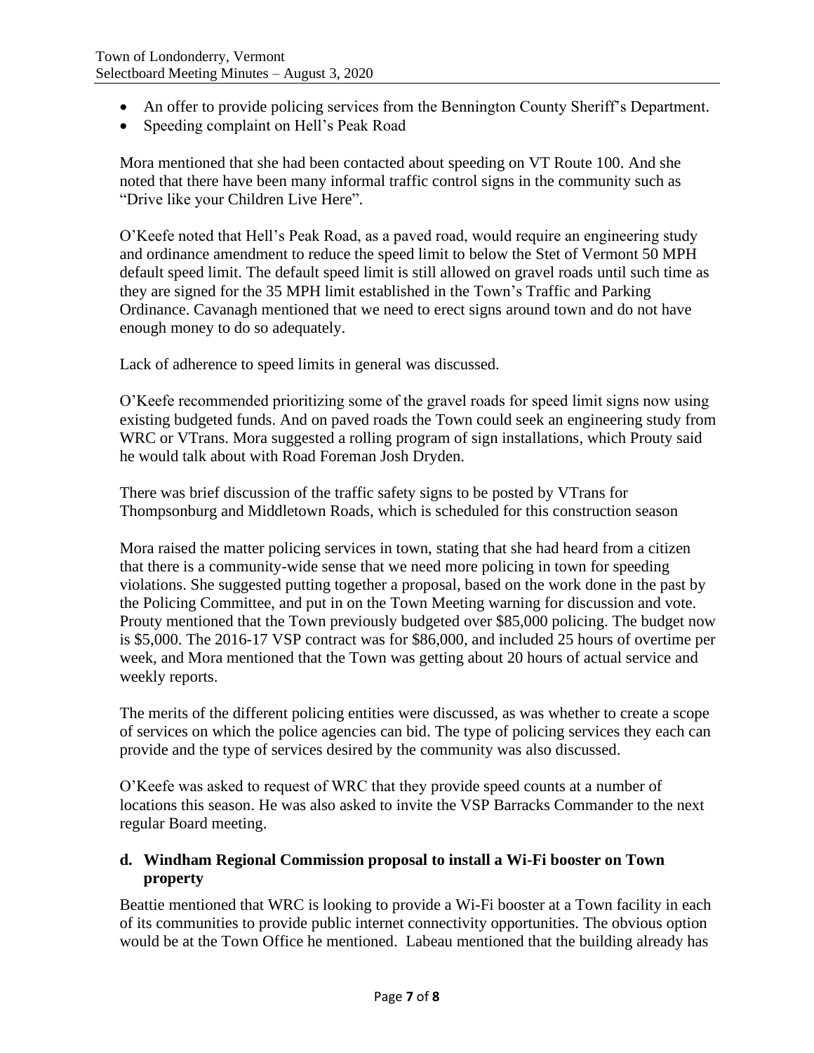- An offer to provide policing services from the Bennington County Sheriff's Department.
- Speeding complaint on Hell's Peak Road

Mora mentioned that she had been contacted about speeding on VT Route 100. And she noted that there have been many informal traffic control signs in the community such as "Drive like your Children Live Here".

O'Keefe noted that Hell's Peak Road, as a paved road, would require an engineering study and ordinance amendment to reduce the speed limit to below the Stet of Vermont 50 MPH default speed limit. The default speed limit is still allowed on gravel roads until such time as they are signed for the 35 MPH limit established in the Town's Traffic and Parking Ordinance. Cavanagh mentioned that we need to erect signs around town and do not have enough money to do so adequately.

Lack of adherence to speed limits in general was discussed.

O'Keefe recommended prioritizing some of the gravel roads for speed limit signs now using existing budgeted funds. And on paved roads the Town could seek an engineering study from WRC or VTrans. Mora suggested a rolling program of sign installations, which Prouty said he would talk about with Road Foreman Josh Dryden.

There was brief discussion of the traffic safety signs to be posted by VTrans for Thompsonburg and Middletown Roads, which is scheduled for this construction season

Mora raised the matter policing services in town, stating that she had heard from a citizen that there is a community-wide sense that we need more policing in town for speeding violations. She suggested putting together a proposal, based on the work done in the past by the Policing Committee, and put in on the Town Meeting warning for discussion and vote. Prouty mentioned that the Town previously budgeted over $85,000 policing. The budget now is $5,000. The 2016-17 VSP contract was for $86,000, and included 25 hours of overtime per week, and Mora mentioned that the Town was getting about 20 hours of actual service and weekly reports.

The merits of the different policing entities were discussed, as was whether to create a scope of services on which the police agencies can bid. The type of policing services they each can provide and the type of services desired by the community was also discussed.

O'Keefe was asked to request of WRC that they provide speed counts at a number of locations this season. He was also asked to invite the VSP Barracks Commander to the next regular Board meeting.

### d. Windham Regional Commission proposal to install a Wi-Fi booster on Town property

Beattie mentioned that WRC is looking to provide a Wi-Fi booster at a Town facility in each of its communities to provide public internet connectivity opportunities. The obvious option would be at the Town Office he mentioned. Labeau mentioned that the building already has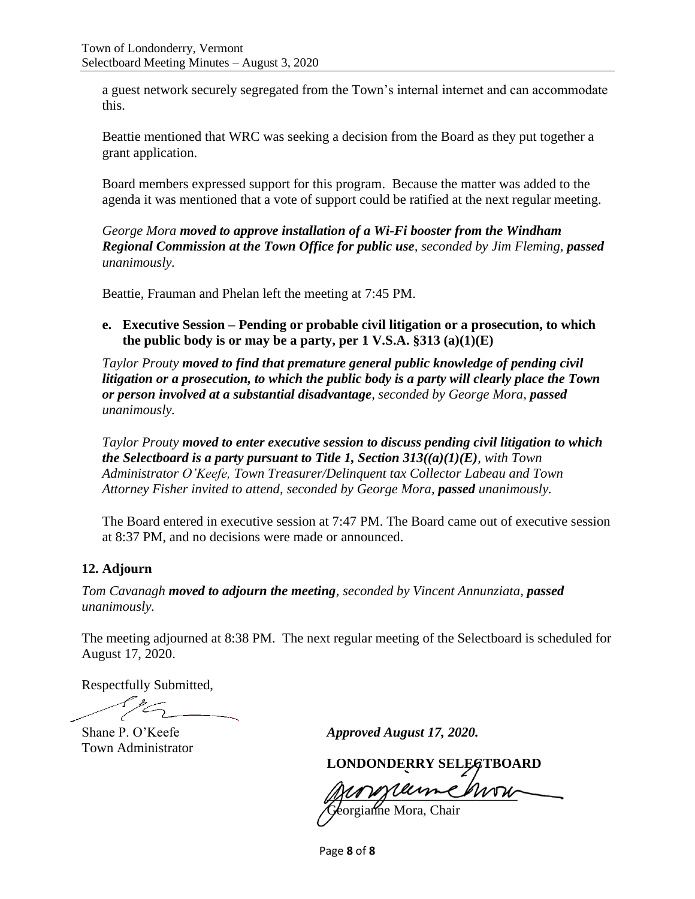a guest network securely segregated from the Town's internal internet and can accommodate this.

Beattie mentioned that WRC was seeking a decision from the Board as they put together a grant application.

Board members expressed support for this program. Because the matter was added to the agenda it was mentioned that a vote of support could be ratified at the next regular meeting.

*George Mora* ***moved to approve installation of a Wi-Fi booster from the Windham Regional Commission at the Town Office for public use****, seconded by Jim Fleming,* ***passed*** *unanimously.*

Beattie, Frauman and Phelan left the meeting at 7:45 PM.

**e. Executive Session – Pending or probable civil litigation or a prosecution, to which the public body is or may be a party, per 1 V.S.A. §313 (a)(1)(E)**

*Taylor Prouty* ***moved to find that premature general public knowledge of pending civil litigation or a prosecution, to which the public body is a party will clearly place the Town or person involved at a substantial disadvantage****, seconded by George Mora,* ***passed*** *unanimously.*

*Taylor Prouty* ***moved to enter executive session to discuss pending civil litigation to which the Selectboard is a party pursuant to Title 1, Section 313((a)(1)(E)****, with Town Administrator O'Keefe, Town Treasurer/Delinquent tax Collector Labeau and Town Attorney Fisher invited to attend, seconded by George Mora,* ***passed*** *unanimously.*

The Board entered in executive session at 7:47 PM. The Board came out of executive session at 8:37 PM, and no decisions were made or announced.

## 12. Adjourn

*Tom Cavanagh* ***moved to adjourn the meeting****, seconded by Vincent Annunziata,* ***passed*** *unanimously.*

The meeting adjourned at 8:38 PM. The next regular meeting of the Selectboard is scheduled for August 17, 2020.

Respectfully Submitted,

Shane P. O'Keefe
Town Administrator

***Approved August 17, 2020.***

**LONDONDERRY SELECTBOARD**

Georgianne Mora, Chair